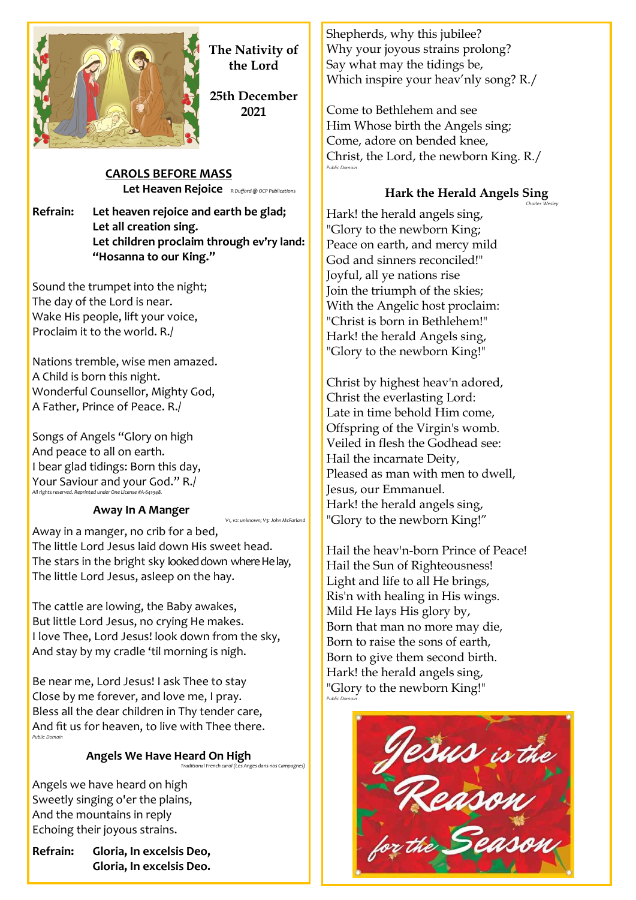# The Nativity of the Lord

## 25th December 2021

## CAROLS BEFORE MASS

### Let Heaven Rejoice

*R Dufford @ OCP Publications*

**Refrain: Let heaven rejoice and earth be glad;**
**Let all creation sing.**
**Let children proclaim through ev'ry land:**
**"Hosanna to our King."**

Sound the trumpet into the night;
The day of the Lord is near.
Wake His people, lift your voice,
Proclaim it to the world. R./

Nations tremble, wise men amazed.
A Child is born this night.
Wonderful Counsellor, Mighty God,
A Father, Prince of Peace. R./

Songs of Angels "Glory on high
And peace to all on earth.
I bear glad tidings: Born this day,
Your Saviour and your God." R./

*All rights reserved. Reprinted under One License #A-641948.*

### Away In A Manger

*V1, v2: unknown; V3: John McFarland*

Away in a manger, no crib for a bed,
The little Lord Jesus laid down His sweet head.
The stars in the bright sky looked down where He lay,
The little Lord Jesus, asleep on the hay.

The cattle are lowing, the Baby awakes,
But little Lord Jesus, no crying He makes.
I love Thee, Lord Jesus! look down from the sky,
And stay by my cradle 'til morning is nigh.

Be near me, Lord Jesus! I ask Thee to stay
Close by me forever, and love me, I pray.
Bless all the dear children in Thy tender care,
And fit us for heaven, to live with Thee there.

*Public Domain*

### Angels We Have Heard On High

*Traditional French carol (Les Anges dans nos Campagnes)*

Angels we have heard on high
Sweetly singing o'er the plains,
And the mountains in reply
Echoing their joyous strains.

**Refrain: Gloria, In excelsis Deo,**
**Gloria, In excelsis Deo.**

Shepherds, why this jubilee?
Why your joyous strains prolong?
Say what may the tidings be,
Which inspire your heav'nly song? R./

Come to Bethlehem and see
Him Whose birth the Angels sing;
Come, adore on bended knee,
Christ, the Lord, the newborn King. R./

*Public Domain*

### Hark the Herald Angels Sing

*Charles Wesley*

Hark! the herald angels sing,
"Glory to the newborn King;
Peace on earth, and mercy mild
God and sinners reconciled!"
Joyful, all ye nations rise
Join the triumph of the skies;
With the Angelic host proclaim:
"Christ is born in Bethlehem!"
Hark! the herald Angels sing,
"Glory to the newborn King!"

Christ by highest heav'n adored,
Christ the everlasting Lord:
Late in time behold Him come,
Offspring of the Virgin's womb.
Veiled in flesh the Godhead see:
Hail the incarnate Deity,
Pleased as man with men to dwell,
Jesus, our Emmanuel.
Hark! the herald angels sing,
"Glory to the newborn King!"

Hail the heav'n-born Prince of Peace!
Hail the Sun of Righteousness!
Light and life to all He brings,
Ris'n with healing in His wings.
Mild He lays His glory by,
Born that man no more may die,
Born to raise the sons of earth,
Born to give them second birth.
Hark! the herald angels sing,
"Glory to the newborn King!"

*Public Domain*

Jesus is the Reason for the Season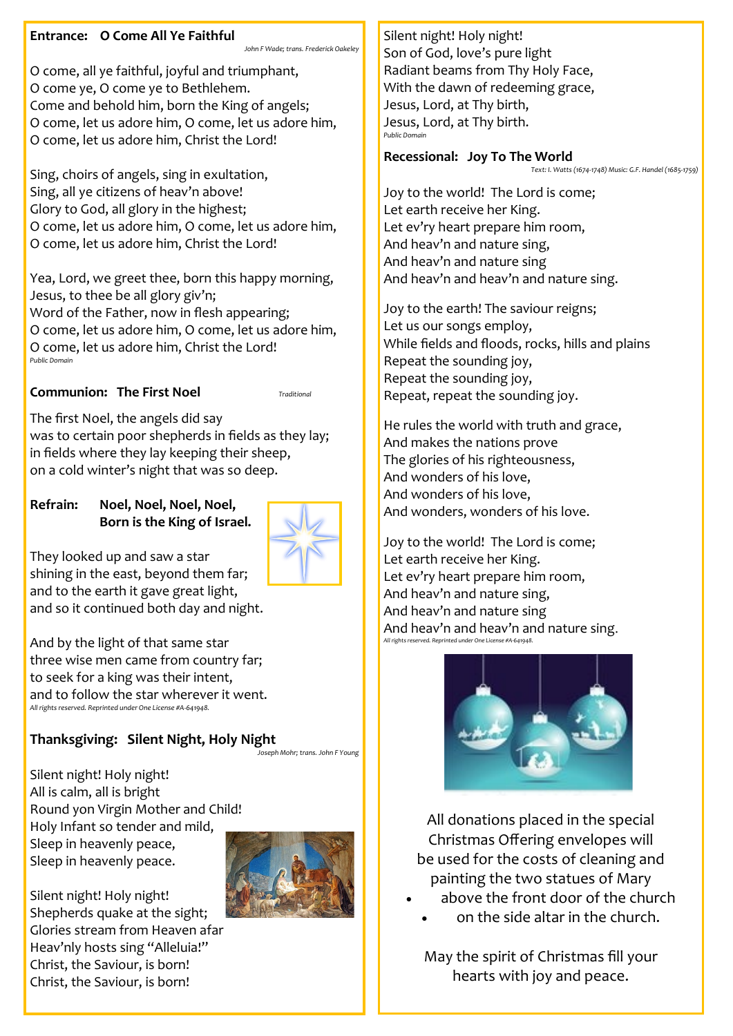**Entrance: O Come All Ye Faithful**

*John F Wade; trans. Frederick Oakeley*

O come, all ye faithful, joyful and triumphant,
O come ye, O come ye to Bethlehem.
Come and behold him, born the King of angels;
O come, let us adore him, O come, let us adore him,
O come, let us adore him, Christ the Lord!

Sing, choirs of angels, sing in exultation,
Sing, all ye citizens of heav'n above!
Glory to God, all glory in the highest;
O come, let us adore him, O come, let us adore him,
O come, let us adore him, Christ the Lord!

Yea, Lord, we greet thee, born this happy morning,
Jesus, to thee be all glory giv'n;
Word of the Father, now in flesh appearing;
O come, let us adore him, O come, let us adore him,
O come, let us adore him, Christ the Lord!

*Public Domain*

**Communion: The First Noel**

*Traditional*

The first Noel, the angels did say
was to certain poor shepherds in fields as they lay;
in fields where they lay keeping their sheep,
on a cold winter's night that was so deep.

**Refrain: Noel, Noel, Noel, Noel,
Born is the King of Israel.**

They looked up and saw a star
shining in the east, beyond them far;
and to the earth it gave great light,
and so it continued both day and night.

And by the light of that same star
three wise men came from country far;
to seek for a king was their intent,
and to follow the star wherever it went.

*All rights reserved. Reprinted under One License #A-641948.*

**Thanksgiving: Silent Night, Holy Night**

*Joseph Mohr; trans. John F Young*

Silent night! Holy night!
All is calm, all is bright
Round yon Virgin Mother and Child!
Holy Infant so tender and mild,
Sleep in heavenly peace,
Sleep in heavenly peace.

Silent night! Holy night!
Shepherds quake at the sight;
Glories stream from Heaven afar
Heav'nly hosts sing "Alleluia!"
Christ, the Saviour, is born!
Christ, the Saviour, is born!

Silent night! Holy night!
Son of God, love's pure light
Radiant beams from Thy Holy Face,
With the dawn of redeeming grace,
Jesus, Lord, at Thy birth,
Jesus, Lord, at Thy birth.

*Public Domain*

**Recessional: Joy To The World**

*Text: I. Watts (1674-1748) Music: G.F. Handel (1685-1759)*

Joy to the world! The Lord is come;
Let earth receive her King.
Let ev'ry heart prepare him room,
And heav'n and nature sing,
And heav'n and nature sing
And heav'n and heav'n and nature sing.

Joy to the earth! The saviour reigns;
Let us our songs employ,
While fields and floods, rocks, hills and plains
Repeat the sounding joy,
Repeat the sounding joy,
Repeat, repeat the sounding joy.

He rules the world with truth and grace,
And makes the nations prove
The glories of his righteousness,
And wonders of his love,
And wonders of his love,
And wonders, wonders of his love.

Joy to the world! The Lord is come;
Let earth receive her King.
Let ev'ry heart prepare him room,
And heav'n and nature sing,
And heav'n and nature sing
And heav'n and heav'n and nature sing.

*All rights reserved. Reprinted under One License #A-641948.*

All donations placed in the special Christmas Offering envelopes will be used for the costs of cleaning and painting the two statues of Mary

- above the front door of the church
- on the side altar in the church.

May the spirit of Christmas fill your hearts with joy and peace.